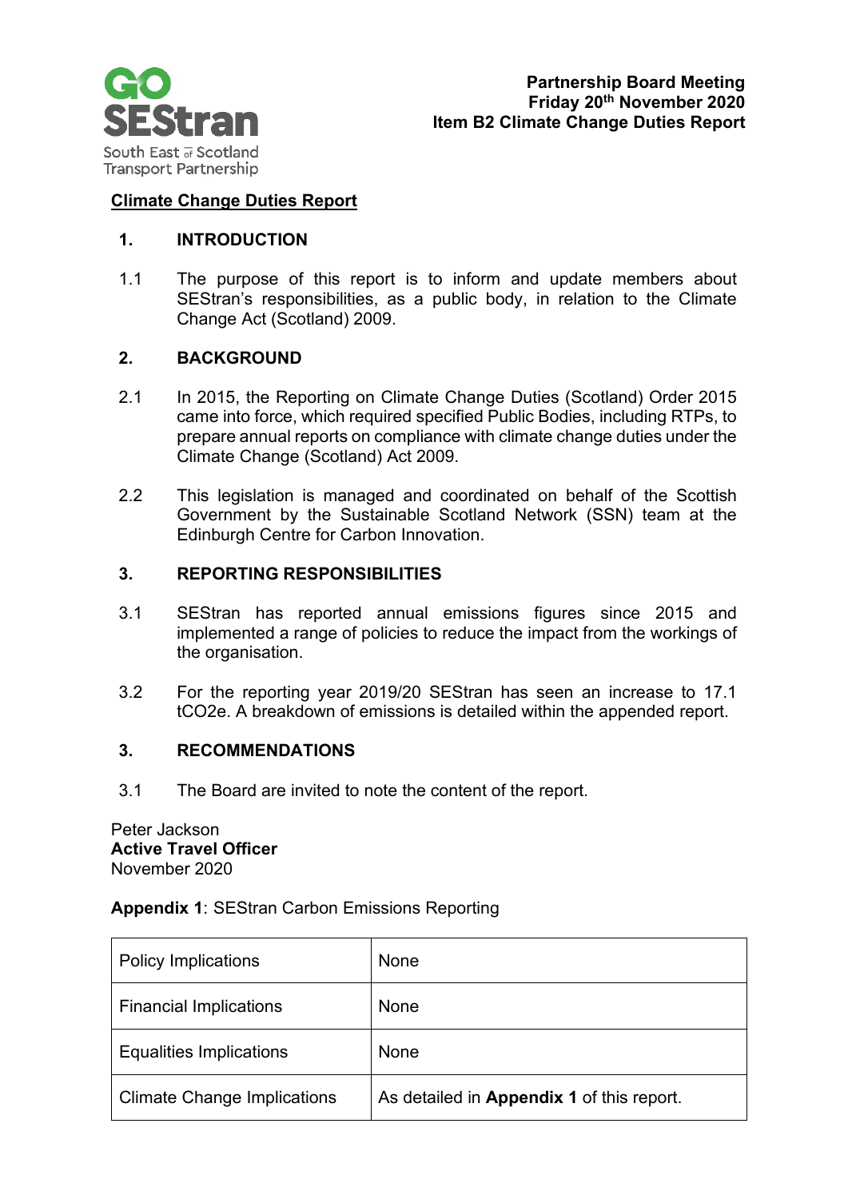**Partnership Board Meeting**
**Friday 20th November 2020**
**Item B2 Climate Change Duties Report**

# Climate Change Duties Report

## 1. INTRODUCTION

1.1 The purpose of this report is to inform and update members about SEStran's responsibilities, as a public body, in relation to the Climate Change Act (Scotland) 2009.

## 2. BACKGROUND

2.1 In 2015, the Reporting on Climate Change Duties (Scotland) Order 2015 came into force, which required specified Public Bodies, including RTPs, to prepare annual reports on compliance with climate change duties under the Climate Change (Scotland) Act 2009.

2.2 This legislation is managed and coordinated on behalf of the Scottish Government by the Sustainable Scotland Network (SSN) team at the Edinburgh Centre for Carbon Innovation.

## 3. REPORTING RESPONSIBILITIES

3.1 SEStran has reported annual emissions figures since 2015 and implemented a range of policies to reduce the impact from the workings of the organisation.

3.2 For the reporting year 2019/20 SEStran has seen an increase to 17.1 $tCO_2e$. A breakdown of emissions is detailed within the appended report.

## 3. RECOMMENDATIONS

3.1 The Board are invited to note the content of the report.

Peter Jackson
**Active Travel Officer**
November 2020

**Appendix 1**: SEStran Carbon Emissions Reporting

| Policy Implications | None |
|---|---|
| Financial Implications | None |
| Equalities Implications | None |
| Climate Change Implications | As detailed in **Appendix 1** of this report. |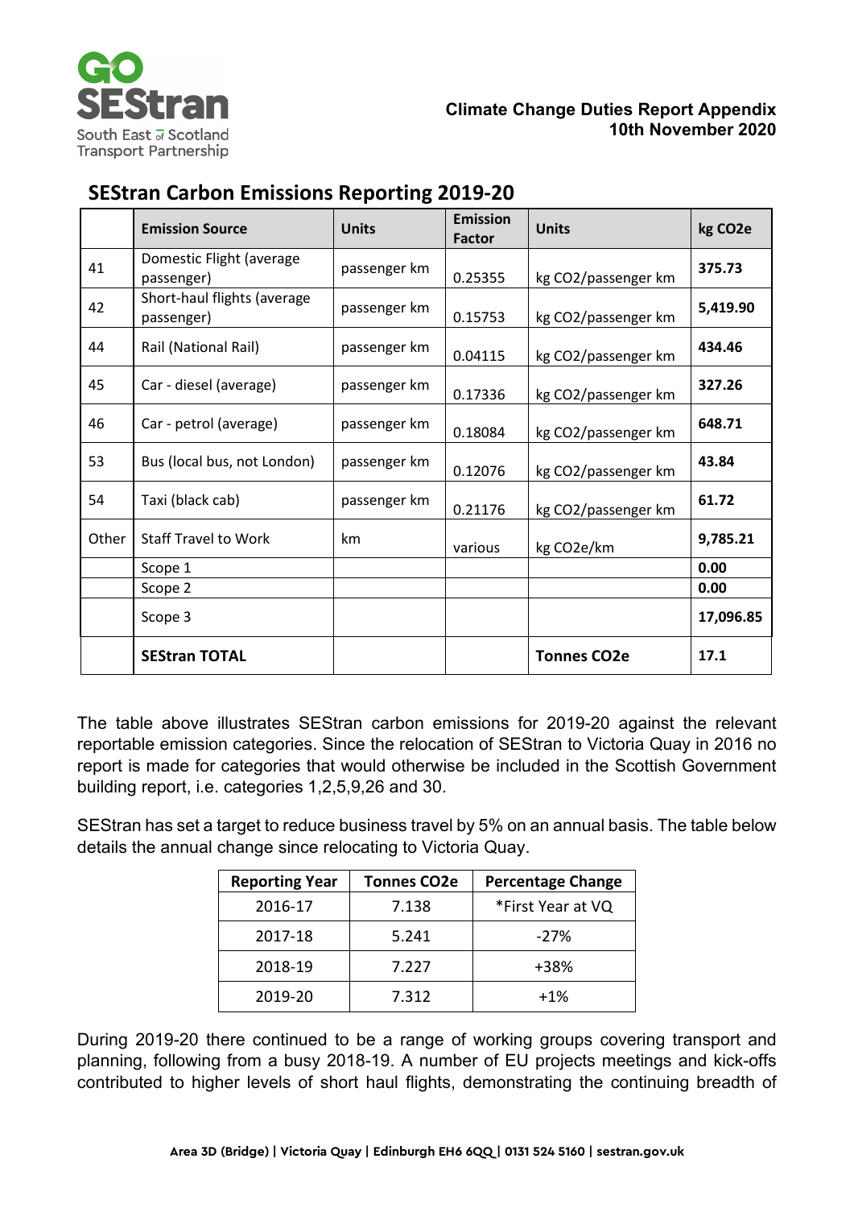GO SEStran South East of Scotland Transport Partnership

**Climate Change Duties Report Appendix**
**10th November 2020**

## SEStran Carbon Emissions Reporting 2019-20

| | **Emission Source** | **Units** | **Emission Factor** | **Units** | **kg CO2e** |
|---|---|---|---|---|---|
| 41 | Domestic Flight (average passenger) | passenger km | 0.25355 | kg CO2/passenger km | **375.73** |
| 42 | Short-haul flights (average passenger) | passenger km | 0.15753 | kg CO2/passenger km | **5,419.90** |
| 44 | Rail (National Rail) | passenger km | 0.04115 | kg CO2/passenger km | **434.46** |
| 45 | Car - diesel (average) | passenger km | 0.17336 | kg CO2/passenger km | **327.26** |
| 46 | Car - petrol (average) | passenger km | 0.18084 | kg CO2/passenger km | **648.71** |
| 53 | Bus (local bus, not London) | passenger km | 0.12076 | kg CO2/passenger km | **43.84** |
| 54 | Taxi (black cab) | passenger km | 0.21176 | kg CO2/passenger km | **61.72** |
| Other | Staff Travel to Work | km | various | kg CO2e/km | **9,785.21** |
| | Scope 1 | | | | **0.00** |
| | Scope 2 | | | | **0.00** |
| | Scope 3 | | | | **17,096.85** |
| | **SEStran TOTAL** | | | **Tonnes CO2e** | **17.1** |

The table above illustrates SEStran carbon emissions for 2019-20 against the relevant reportable emission categories. Since the relocation of SEStran to Victoria Quay in 2016 no report is made for categories that would otherwise be included in the Scottish Government building report, i.e. categories 1,2,5,9,26 and 30.

SEStran has set a target to reduce business travel by 5% on an annual basis. The table below details the annual change since relocating to Victoria Quay.

| Reporting Year | Tonnes CO2e | Percentage Change |
|---|---|---|
| 2016-17 | 7.138 | *First Year at VQ |
| 2017-18 | 5.241 | -27% |
| 2018-19 | 7.227 | +38% |
| 2019-20 | 7.312 | +1% |

During 2019-20 there continued to be a range of working groups covering transport and planning, following from a busy 2018-19. A number of EU projects meetings and kick-offs contributed to higher levels of short haul flights, demonstrating the continuing breadth of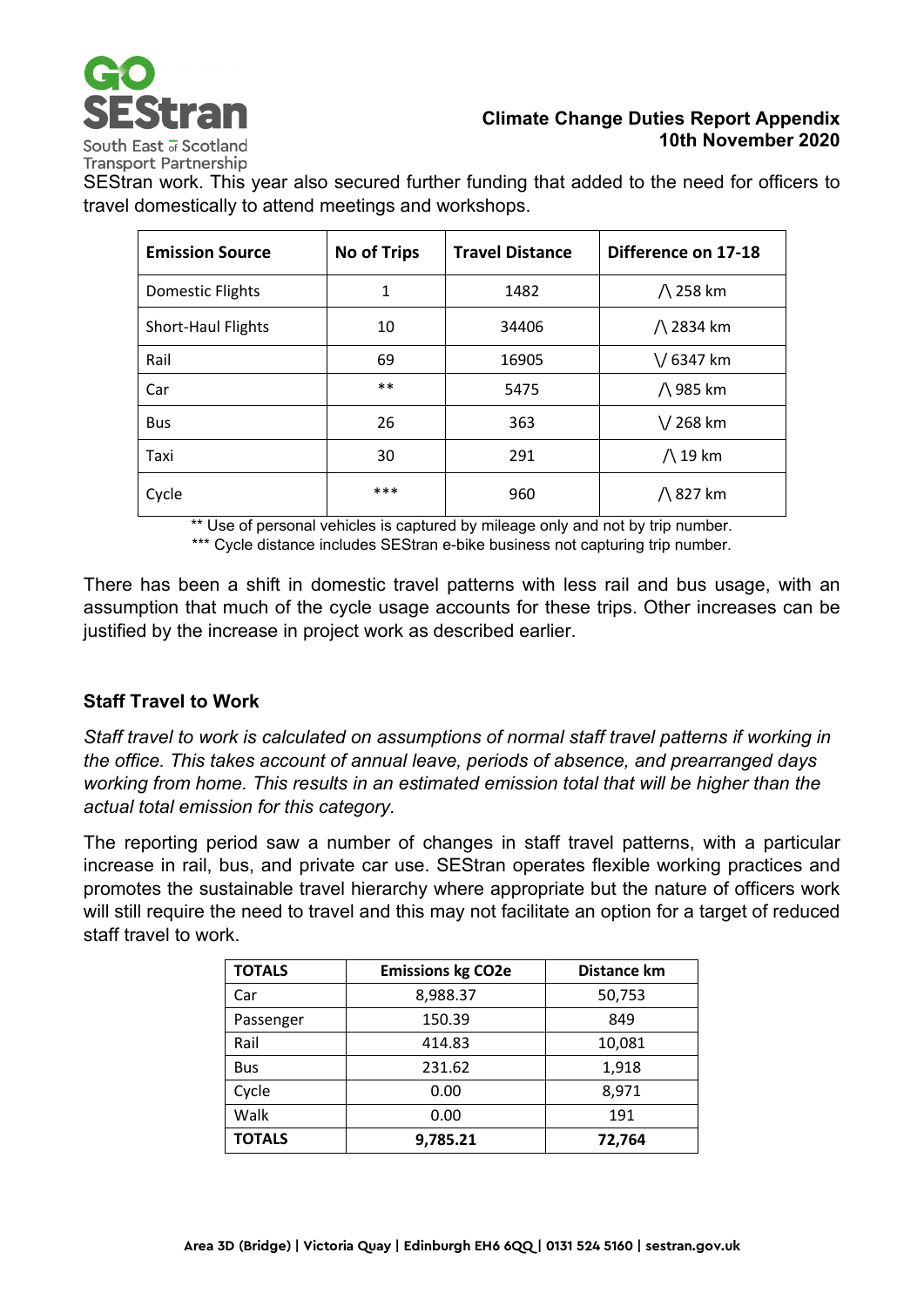SEStran work. This year also secured further funding that added to the need for officers to travel domestically to attend meetings and workshops.

| Emission Source | No of Trips | Travel Distance | Difference on 17-18 |
|---|---|---|---|
| Domestic Flights | 1 | 1482 | /\ 258 km |
| Short-Haul Flights | 10 | 34406 | /\ 2834 km |
| Rail | 69 | 16905 | \/ 6347 km |
| Car | ** | 5475 | /\ 985 km |
| Bus | 26 | 363 | \/ 268 km |
| Taxi | 30 | 291 | /\ 19 km |
| Cycle | *** | 960 | /\ 827 km |

** Use of personal vehicles is captured by mileage only and not by trip number.
*** Cycle distance includes SEStran e-bike business not capturing trip number.

There has been a shift in domestic travel patterns with less rail and bus usage, with an assumption that much of the cycle usage accounts for these trips. Other increases can be justified by the increase in project work as described earlier.

### Staff Travel to Work

*Staff travel to work is calculated on assumptions of normal staff travel patterns if working in the office. This takes account of annual leave, periods of absence, and prearranged days working from home. This results in an estimated emission total that will be higher than the actual total emission for this category.*

The reporting period saw a number of changes in staff travel patterns, with a particular increase in rail, bus, and private car use. SEStran operates flexible working practices and promotes the sustainable travel hierarchy where appropriate but the nature of officers work will still require the need to travel and this may not facilitate an option for a target of reduced staff travel to work.

| TOTALS | Emissions kg CO2e | Distance km |
|---|---|---|
| Car | 8,988.37 | 50,753 |
| Passenger | 150.39 | 849 |
| Rail | 414.83 | 10,081 |
| Bus | 231.62 | 1,918 |
| Cycle | 0.00 | 8,971 |
| Walk | 0.00 | 191 |
| **TOTALS** | **9,785.21** | **72,764** |